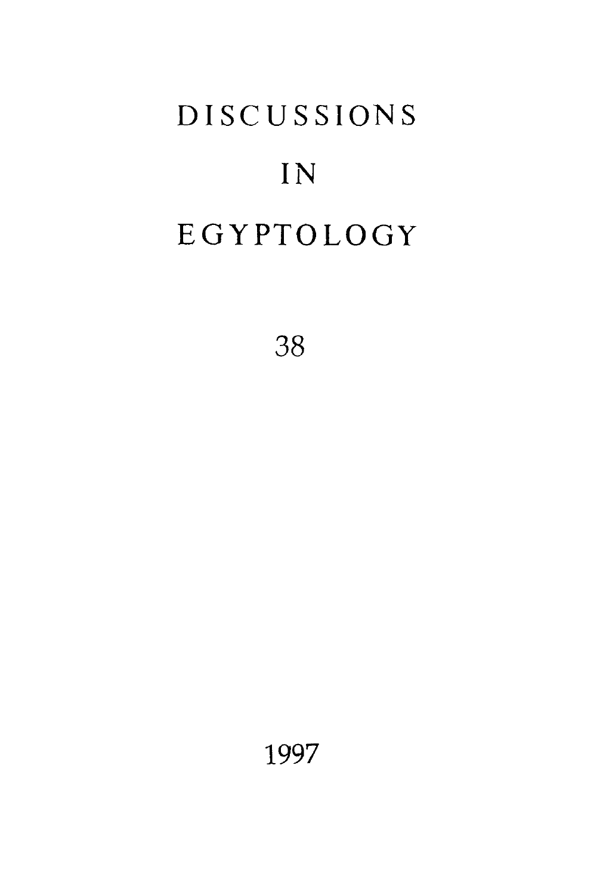# DISCUSSIONS

# IN

# EGYPTOLOGY

38

1997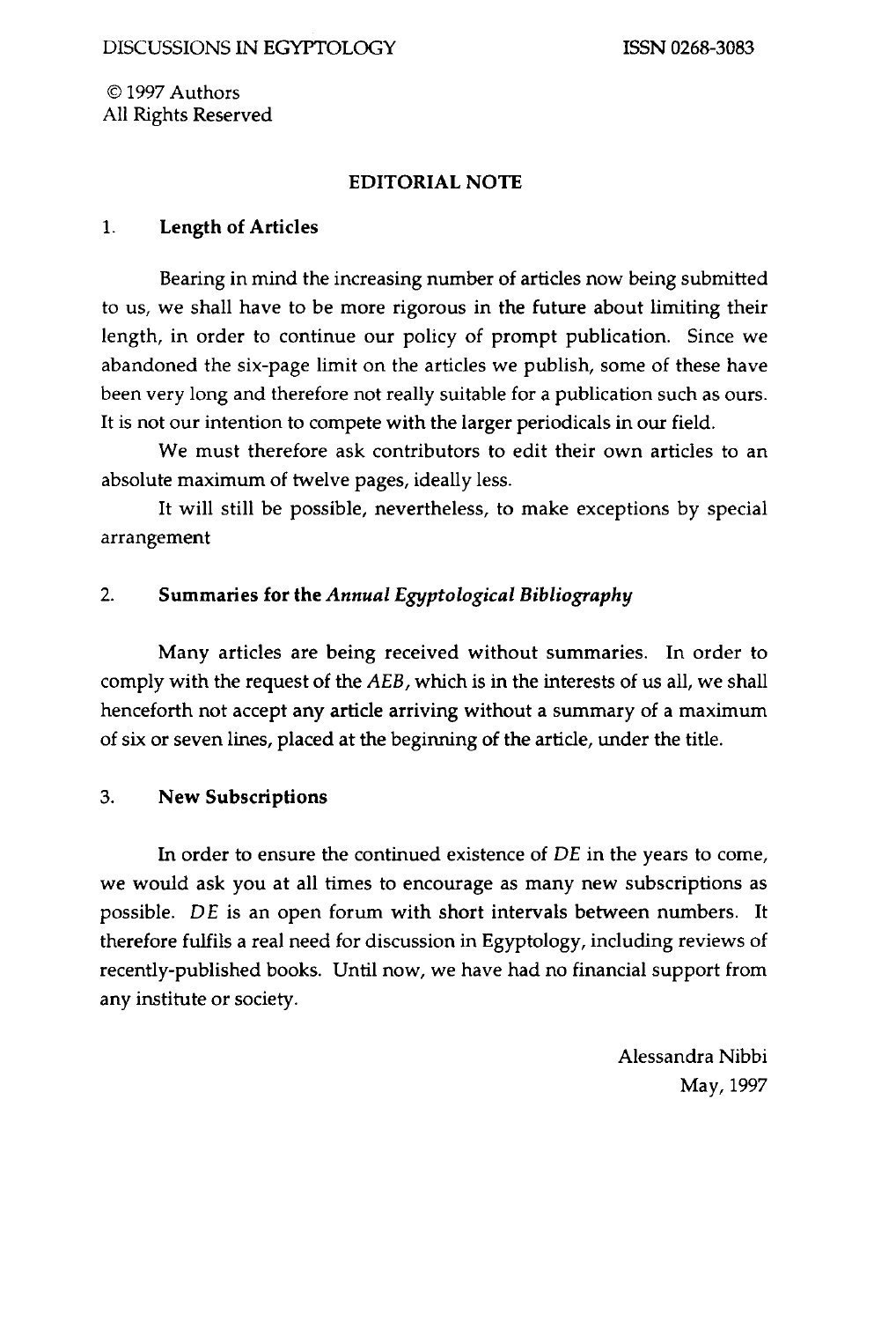© 1997 Authors
All Rights Reserved

## EDITORIAL NOTE

### 1. Length of Articles

Bearing in mind the increasing number of articles now being submitted to us, we shall have to be more rigorous in the future about limiting their length, in order to continue our policy of prompt publication. Since we abandoned the six-page limit on the articles we publish, some of these have been very long and therefore not really suitable for a publication such as ours. It is not our intention to compete with the larger periodicals in our field.

We must therefore ask contributors to edit their own articles to an absolute maximum of twelve pages, ideally less.

It will still be possible, nevertheless, to make exceptions by special arrangement

### 2. Summaries for the *Annual Egyptological Bibliography*

Many articles are being received without summaries. In order to comply with the request of the *AEB*, which is in the interests of us all, we shall henceforth not accept any article arriving without a summary of a maximum of six or seven lines, placed at the beginning of the article, under the title.

### 3. New Subscriptions

In order to ensure the continued existence of *DE* in the years to come, we would ask you at all times to encourage as many new subscriptions as possible. *DE* is an open forum with short intervals between numbers. It therefore fulfils a real need for discussion in Egyptology, including reviews of recently-published books. Until now, we have had no financial support from any institute or society.

Alessandra Nibbi
May, 1997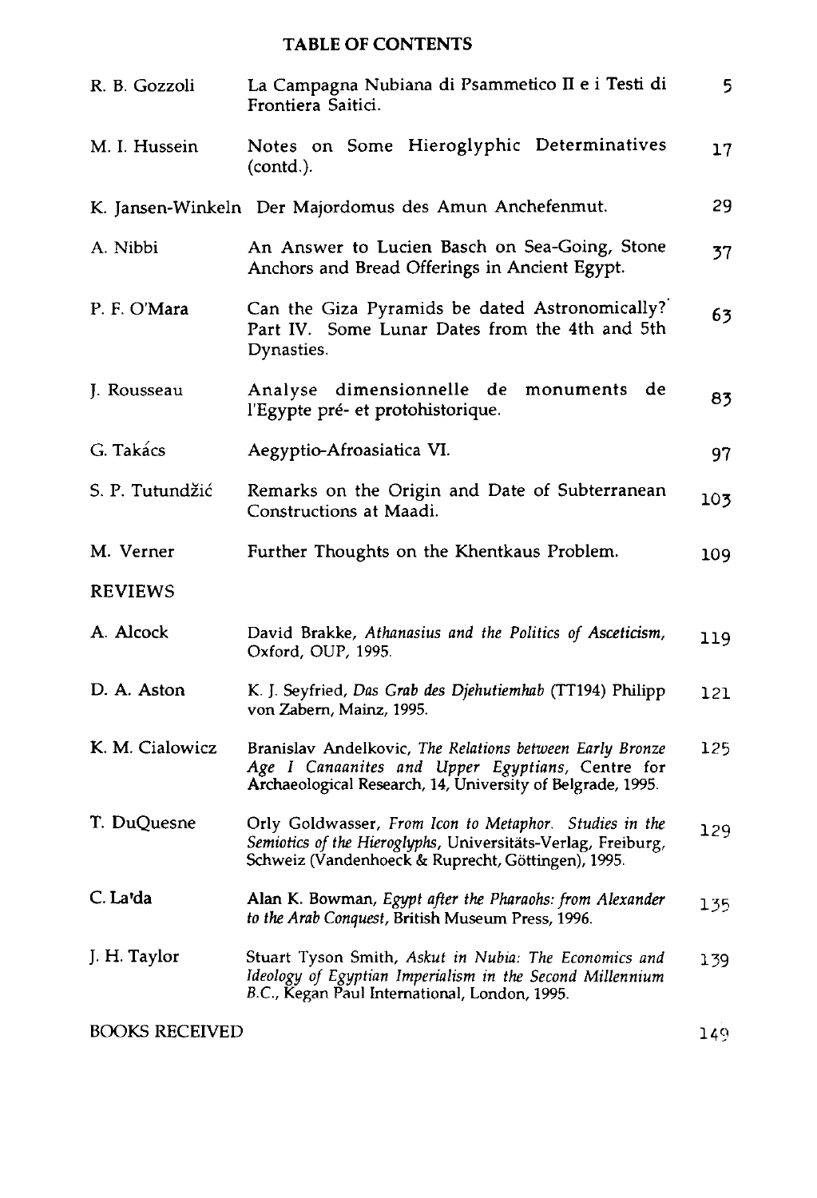# TABLE OF CONTENTS

| | | |
|---|---|---|
| R. B. Gozzoli | La Campagna Nubiana di Psammetico II e i Testi di Frontiera Saitici. | 5 |
| M. I. Hussein | Notes on Some Hieroglyphic Determinatives (contd.). | 17 |
| K. Jansen-Winkeln | Der Majordomus des Amun Anchefenmut. | 29 |
| A. Nibbi | An Answer to Lucien Basch on Sea-Going, Stone Anchors and Bread Offerings in Ancient Egypt. | 37 |
| P. F. O'Mara | Can the Giza Pyramids be dated Astronomically? Part IV. Some Lunar Dates from the 4th and 5th Dynasties. | 63 |
| J. Rousseau | Analyse dimensionnelle de monuments de l'Egypte pré- et protohistorique. | 83 |
| G. Takács | Aegyptio-Afroasiatica VI. | 97 |
| S. P. Tutundžić | Remarks on the Origin and Date of Subterranean Constructions at Maadi. | 103 |
| M. Verner | Further Thoughts on the Khentkaus Problem. | 109 |

## REVIEWS

| | | |
|---|---|---|
| A. Alcock | David Brakke, *Athanasius and the Politics of Asceticism*, Oxford, OUP, 1995. | 119 |
| D. A. Aston | K. J. Seyfried, *Das Grab des Djehutiemhab* (TT194) Philipp von Zabern, Mainz, 1995. | 121 |
| K. M. Cialowicz | Branislav Andelkovic, *The Relations between Early Bronze Age I Canaanites and Upper Egyptians*, Centre for Archaeological Research, 14, University of Belgrade, 1995. | 125 |
| T. DuQuesne | Orly Goldwasser, *From Icon to Metaphor. Studies in the Semiotics of the Hieroglyphs*, Universitäts-Verlag, Freiburg, Schweiz (Vandenhoeck & Ruprecht, Göttingen), 1995. | 129 |
| C. La'da | Alan K. Bowman, *Egypt after the Pharaohs: from Alexander to the Arab Conquest*, British Museum Press, 1996. | 135 |
| J. H. Taylor | Stuart Tyson Smith, *Askut in Nubia: The Economics and Ideology of Egyptian Imperialism in the Second Millennium B.C.*, Kegan Paul International, London, 1995. | 139 |

BOOKS RECEIVED 149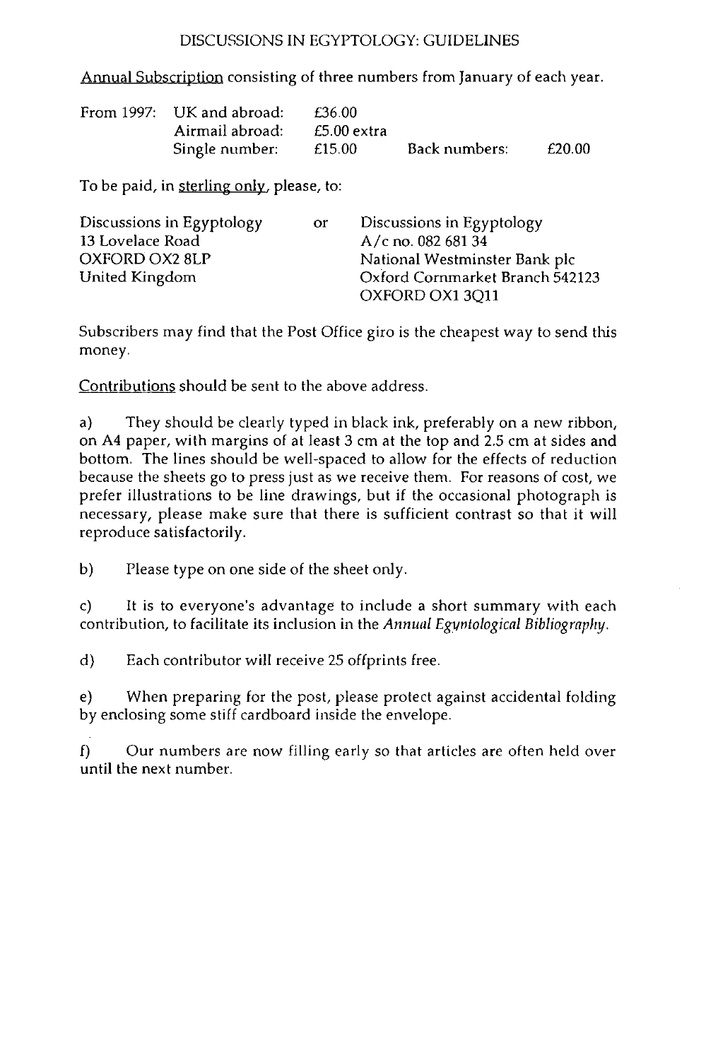# DISCUSSIONS IN EGYPTOLOGY: GUIDELINES

Annual Subscription consisting of three numbers from January of each year.

| From 1997: | UK and abroad: | £36.00 | | |
|---|---|---|---|---|
| | Airmail abroad: | £5.00 extra | | |
| | Single number: | £15.00 | Back numbers: | £20.00 |

To be paid, in sterling only, please, to:

| Discussions in Egyptology | or | Discussions in Egyptology |
|---|---|---|
| 13 Lovelace Road | | A/c no. 082 681 34 |
| OXFORD OX2 8LP | | National Westminster Bank plc |
| United Kingdom | | Oxford Cornmarket Branch 542123 |
| | | OXFORD OX1 3Q11 |

Subscribers may find that the Post Office giro is the cheapest way to send this money.

Contributions should be sent to the above address.

a) They should be clearly typed in black ink, preferably on a new ribbon, on A4 paper, with margins of at least 3 cm at the top and 2.5 cm at sides and bottom. The lines should be well-spaced to allow for the effects of reduction because the sheets go to press just as we receive them. For reasons of cost, we prefer illustrations to be line drawings, but if the occasional photograph is necessary, please make sure that there is sufficient contrast so that it will reproduce satisfactorily.

b) Please type on one side of the sheet only.

c) It is to everyone's advantage to include a short summary with each contribution, to facilitate its inclusion in the *Annual Egyptological Bibliography*.

d) Each contributor will receive 25 offprints free.

e) When preparing for the post, please protect against accidental folding by enclosing some stiff cardboard inside the envelope.

f) Our numbers are now filling early so that articles are often held over until the next number.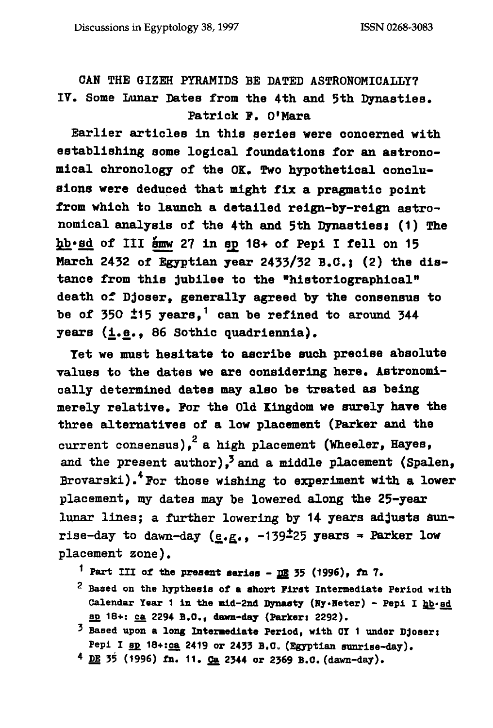# CAN THE GIZEH PYRAMIDS BE DATED ASTRONOMICALLY?

## IV. Some Lunar Dates from the 4th and 5th Dynasties.

Patrick F. O'Mara

Earlier articles in this series were concerned with establishing some logical foundations for an astronomical chronology of the OK. Two hypothetical conclusions were deduced that might fix a pragmatic point from which to launch a detailed reign-by-reign astronomical analysis of the 4th and 5th Dynasties: (1) The ḥb·sd of III šmw 27 in sp 18+ of Pepi I fell on 15 March 2432 of Egyptian year 2433/32 B.C.; (2) the distance from this jubilee to the "historiographical" death of Djoser, generally agreed by the consensus to be of 350 ±15 years,[1] can be refined to around 344 years (i.e., 86 Sothic quadriennia).

Yet we must hesitate to ascribe such precise absolute values to the dates we are considering here. Astronomically determined dates may also be treated as being merely relative. For the Old Kingdom we surely have the three alternatives of a low placement (Parker and the current consensus),[2] a high placement (Wheeler, Hayes, and the present author),[3] and a middle placement (Spalen, Brovarski).[4] For those wishing to experiment with a lower placement, my dates may be lowered along the 25-year lunar lines; a further lowering by 14 years adjusts sunrise-day to dawn-day (e.g., -139±25 years = Parker low placement zone).

[1] Part III of the present series - DE 35 (1996), fn 7.

[2] Based on the hypthesis of a short First Intermediate Period with Calendar Year 1 in the mid-2nd Dynasty (Ny·Neter) - Pepi I ḥb·sd sp 18+: ca 2294 B.C., dawn-day (Parker: 2292).

[3] Based upon a long Intermediate Period, with CY 1 under Djoser: Pepi I sp 18+:ca 2419 or 2433 B.C. (Egyptian sunrise-day).

[4] DE 35 (1996) fn. 11. Ca 2344 or 2369 B.C. (dawn-day).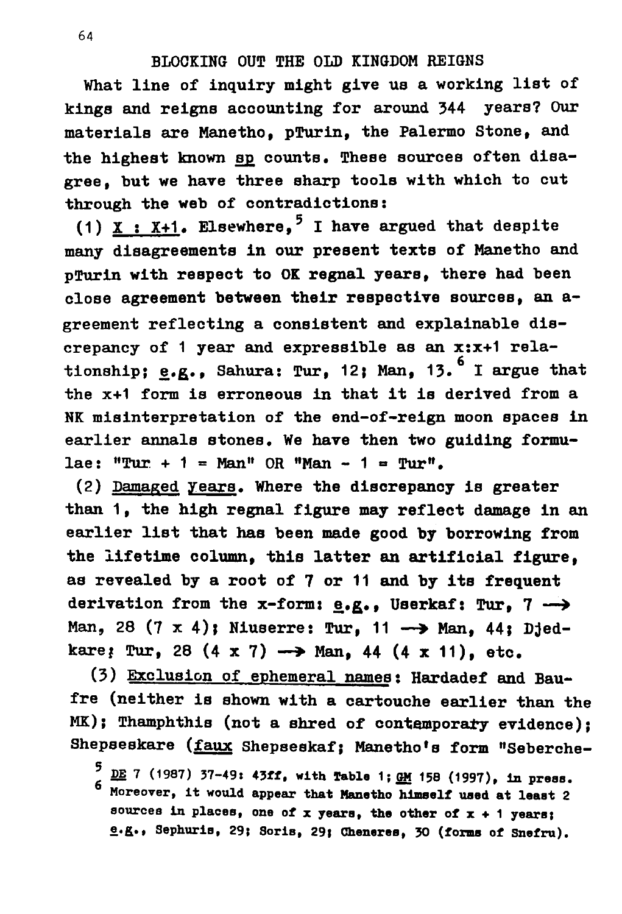## BLOCKING OUT THE OLD KINGDOM REIGNS

What line of inquiry might give us a working list of kings and reigns accounting for around 344 years? Our materials are Manetho, pTurin, the Palermo Stone, and the highest known sp counts. These sources often disagree, but we have three sharp tools with which to cut through the web of contradictions:

(1) X : X+1. Elsewhere,[5] I have argued that despite many disagreements in our present texts of Manetho and pTurin with respect to OK regnal years, there had been close agreement between their respective sources, an agreement reflecting a consistent and explainable discrepancy of 1 year and expressible as an x:x+1 relationship; *e.g.*, Sahura: Tur, 12; Man, 13.[6] I argue that the x+1 form is erroneous in that it is derived from a NK misinterpretation of the end-of-reign moon spaces in earlier annals stones. We have then two guiding formulae: "Tur + 1 = Man" OR "Man - 1 = Tur".

(2) Damaged years. Where the discrepancy is greater than 1, the high regnal figure may reflect damage in an earlier list that has been made good by borrowing from the lifetime column, this latter an artificial figure, as revealed by a root of 7 or 11 and by its frequent derivation from the x-form: *e.g.*, Userkaf: Tur, 7 ⟶ Man, 28 (7 x 4); Niuserre: Tur, 11 ⟶ Man, 44; Djedkare; Tur, 28 (4 x 7) ⟶ Man, 44 (4 x 11), etc.

(3) Exclusion of ephemeral names: Hardadef and Baufre (neither is shown with a cartouche earlier than the MK); Thamphthis (not a shred of contemporary evidence); Shepseskare (*faux* Shepseskaf; Manetho's form "Seberche-

[5] DE 7 (1987) 37-49: 43ff, with Table 1; GM 158 (1997), in press.

[6] Moreover, it would appear that Manetho himself used at least 2 sources in places, one of x years, the other of x + 1 years; *e.g.*, Sephuris, 29; Soris, 29; Cheneres, 30 (forms of Snefru).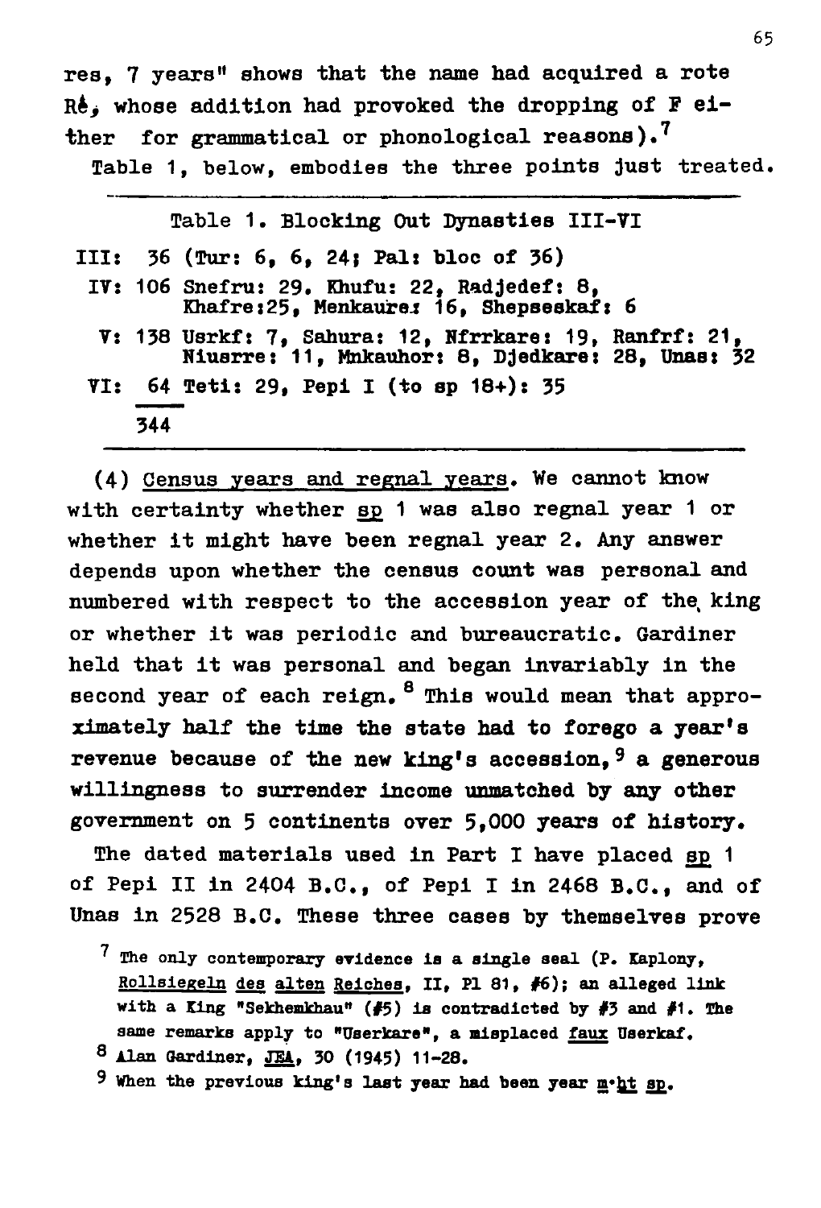res, 7 years" shows that the name had acquired a rote Rē, whose addition had provoked the dropping of F either for grammatical or phonological reasons).[7]

Table 1, below, embodies the three points just treated.

Table 1. Blocking Out Dynasties III-VI

| | | |
|---|---|---|
| III: | 36 | (Tur: 6, 6, 24; Pal: bloc of 36) |
| IV: | 106 | Snefru: 29. Khufu: 22, Radjedef: 8, Khafre: 25, Menkaure: 16, Shepseskaf: 6 |
| V: | 138 | Usrkf: 7, Sahura: 12, Nfrrkare: 19, Ranfrf: 21, Niusrre: 11, Mnkauhor: 8, Djedkare: 28, Unas: 32 |
| VI: | 64 | Teti: 29, Pepi I (to sp 18+): 35 |
| | 344 | |

(4) Census years and regnal years. We cannot know with certainty whether sp 1 was also regnal year 1 or whether it might have been regnal year 2. Any answer depends upon whether the census count was personal and numbered with respect to the accession year of the king or whether it was periodic and bureaucratic. Gardiner held that it was personal and began invariably in the second year of each reign.[8] This would mean that approximately half the time the state had to forego a year's revenue because of the new king's accession,[9] a generous willingness to surrender income unmatched by any other government on 5 continents over 5,000 years of history.

The dated materials used in Part I have placed sp 1 of Pepi II in 2404 B.C., of Pepi I in 2468 B.C., and of Unas in 2528 B.C. These three cases by themselves prove

[7] The only contemporary evidence is a single seal (P. Kaplony, Rollsiegeln des alten Reiches, II, Pl 81, #6); an alleged link with a King "Sekhemkhau" (#5) is contradicted by #3 and #1. The same remarks apply to "Userkare", a misplaced faux Userkaf.

[8] Alan Gardiner, JEA, 30 (1945) 11-28.

[9] When the previous king's last year had been year m-ḫt sp.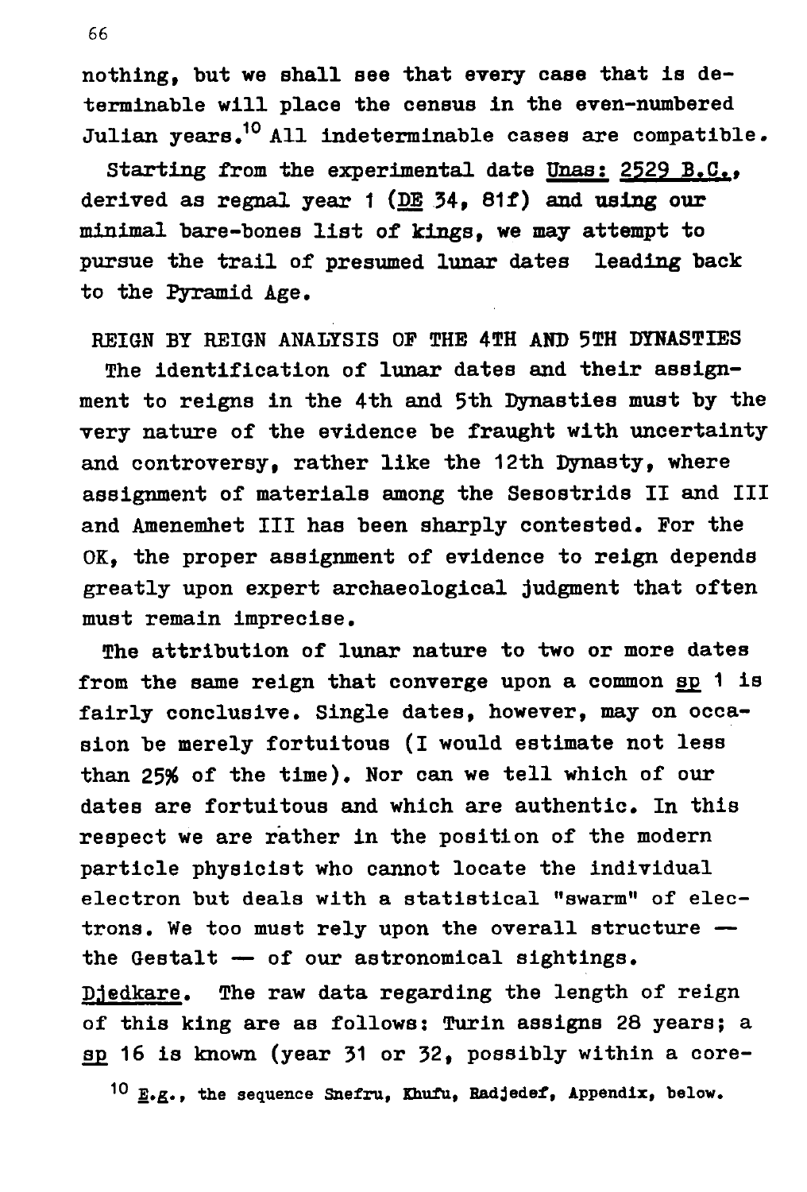nothing, but we shall see that every case that is determinable will place the census in the even-numbered Julian years.[10] All indeterminable cases are compatible.

Starting from the experimental date Unas: 2529 B.C., derived as regnal year 1 (DE 34, 81f) and using our minimal bare-bones list of kings, we may attempt to pursue the trail of presumed lunar dates leading back to the Pyramid Age.

## REIGN BY REIGN ANALYSIS OF THE 4TH AND 5TH DYNASTIES

The identification of lunar dates and their assignment to reigns in the 4th and 5th Dynasties must by the very nature of the evidence be fraught with uncertainty and controversy, rather like the 12th Dynasty, where assignment of materials among the Sesostrids II and III and Amenemhet III has been sharply contested. For the OK, the proper assignment of evidence to reign depends greatly upon expert archaeological judgment that often must remain imprecise.

The attribution of lunar nature to two or more dates from the same reign that converge upon a common sp 1 is fairly conclusive. Single dates, however, may on occasion be merely fortuitous (I would estimate not less than 25% of the time). Nor can we tell which of our dates are fortuitous and which are authentic. In this respect we are rather in the position of the modern particle physicist who cannot locate the individual electron but deals with a statistical "swarm" of electrons. We too must rely upon the overall structure — the Gestalt — of our astronomical sightings.

Djedkare. The raw data regarding the length of reign of this king are as follows: Turin assigns 28 years; a sp 16 is known (year 31 or 32, possibly within a core-

[10] E.g., the sequence Snefru, Khufu, Radjedef, Appendix, below.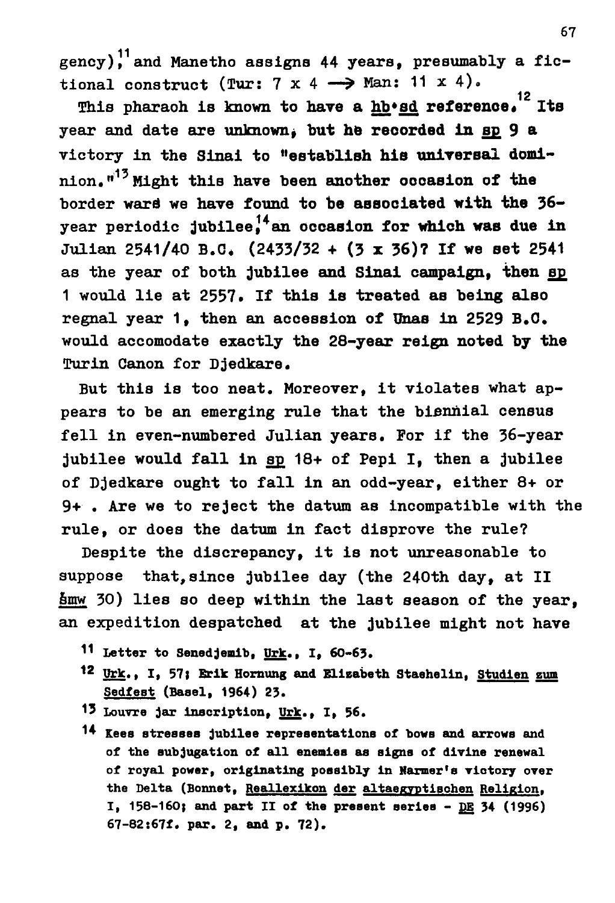gency),[11] and Manetho assigns 44 years, presumably a fictional construct (Tur: 7 x 4 → Man: 11 x 4).

This pharaoh is known to have a _hb•sd_ reference.[12] Its year and date are unknown, but he recorded in _sp_ 9 a victory in the Sinai to "establish his universal dominion."[13] Might this have been another occasion of the border wars we have found to be associated with the 36-year periodic jubilee,[14] an occasion for which was due in Julian 2541/40 B.C. (2433/32 + (3 x 36)? If we set 2541 as the year of both jubilee and Sinai campaign, then _sp_ 1 would lie at 2557. If this is treated as being also regnal year 1, then an accession of Unas in 2529 B.C. would accomodate exactly the 28-year reign noted by the Turin Canon for Djedkare.

But this is too neat. Moreover, it violates what appears to be an emerging rule that the biennial census fell in even-numbered Julian years. For if the 36-year jubilee would fall in _sp_ 18+ of Pepi I, then a jubilee of Djedkare ought to fall in an odd-year, either 8+ or 9+ . Are we to reject the datum as incompatible with the rule, or does the datum in fact disprove the rule?

Despite the discrepancy, it is not unreasonable to suppose that, since jubilee day (the 240th day, at II _šmw_ 30) lies so deep within the last season of the year, an expedition despatched at the jubilee might not have

[11] Letter to Senedjemib, _Urk._, I, 60-63.

[12] _Urk._, I, 57; Erik Hornung and Elisabeth Staehelin, _Studien zum Sedfest_ (Basel, 1964) 23.

[13] Louvre jar inscription, _Urk._, I, 56.

[14] Kees stresses jubilee representations of bows and arrows and of the subjugation of all enemies as signs of divine renewal of royal power, originating possibly in Narmer's victory over the Delta (Bonnet, _Reallexikon der altaegyptischen Religion_, I, 158-160; and part II of the present series - _DE_ 34 (1996) 67-82:67f. par. 2, and p. 72).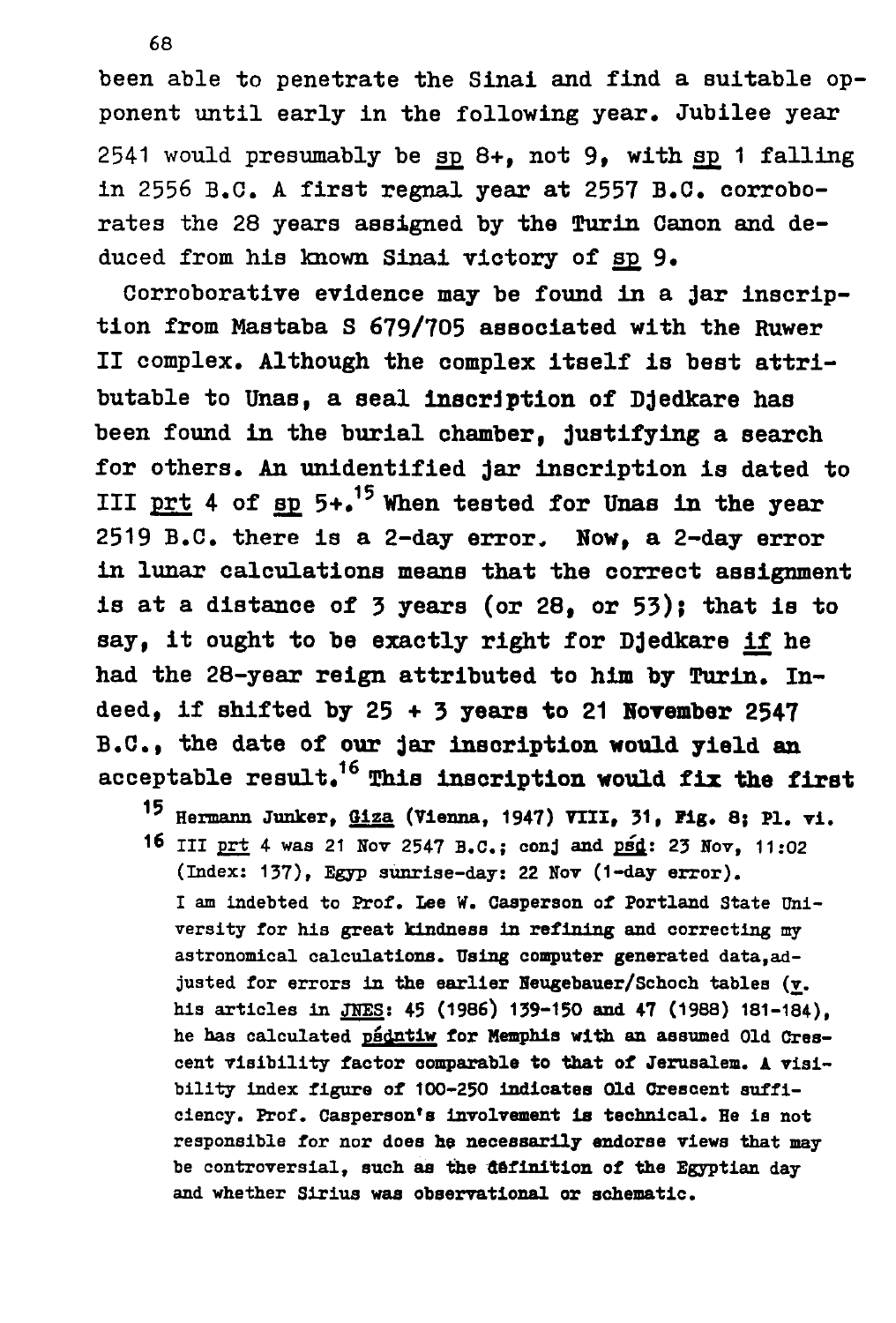been able to penetrate the Sinai and find a suitable opponent until early in the following year. Jubilee year 2541 would presumably be sp 8+, not 9, with sp 1 falling in 2556 B.C. A first regnal year at 2557 B.C. corroborates the 28 years assigned by the Turin Canon and deduced from his known Sinai victory of sp 9.

Corroborative evidence may be found in a jar inscription from Mastaba S 679/705 associated with the Ruwer II complex. Although the complex itself is best attributable to Unas, a seal inscription of Djedkare has been found in the burial chamber, justifying a search for others. An unidentified jar inscription is dated to III prt 4 of sp 5+.[15] When tested for Unas in the year 2519 B.C. there is a 2-day error. Now, a 2-day error in lunar calculations means that the correct assignment is at a distance of 3 years (or 28, or 53); that is to say, it ought to be exactly right for Djedkare *if* he had the 28-year reign attributed to him by Turin. Indeed, if shifted by 25 + 3 years to 21 November 2547 B.C., the date of our jar inscription would yield an acceptable result.[16] This inscription would fix the first

[15] Hermann Junker, Giza (Vienna, 1947) VIII, 31, Fig. 8; Pl. vi.

[16] III prt 4 was 21 Nov 2547 B.C.; conj and pśd: 23 Nov, 11:02 (Index: 137), Egyp sunrise-day: 22 Nov (1-day error). I am indebted to Prof. Lee W. Casperson of Portland State University for his great kindness in refining and correcting my astronomical calculations. Using computer generated data, adjusted for errors in the earlier Neugebauer/Schoch tables (v. his articles in JNES: 45 (1986) 139-150 and 47 (1988) 181-184), he has calculated pśdntiw for Memphis with an assumed Old Crescent visibility factor comparable to that of Jerusalem. A visibility index figure of 100-250 indicates Old Crescent sufficiency. Prof. Casperson's involvement is technical. He is not responsible for nor does he necessarily endorse views that may be controversial, such as the definition of the Egyptian day and whether Sirius was observational or schematic.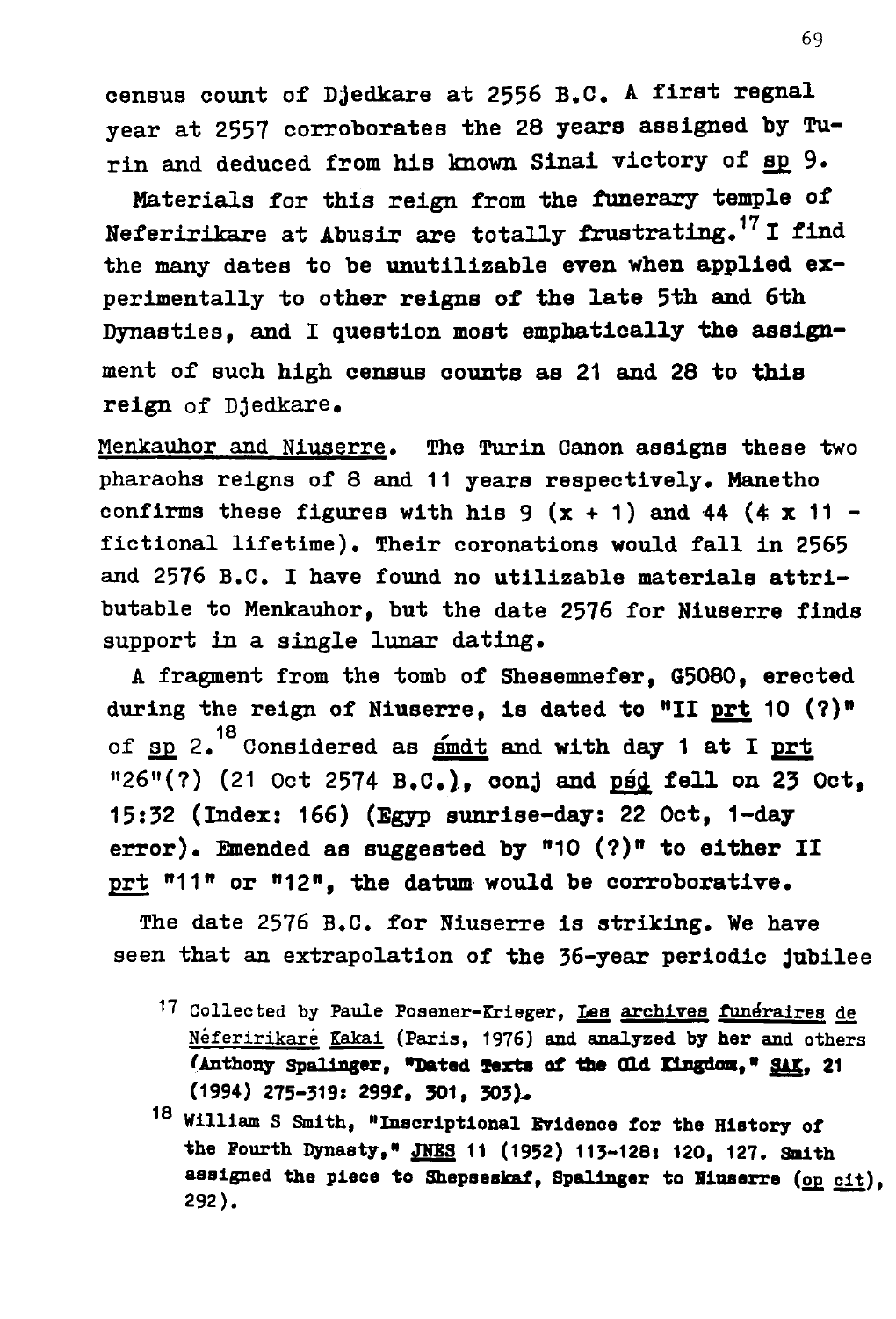census count of Djedkare at 2556 B.C. A first regnal year at 2557 corroborates the 28 years assigned by Turin and deduced from his known Sinai victory of sp 9.

Materials for this reign from the funerary temple of Neferirikare at Abusir are totally frustrating.[17] I find the many dates to be unutilizable even when applied experimentally to other reigns of the late 5th and 6th Dynasties, and I question most emphatically the assignment of such high census counts as 21 and 28 to this reign of Djedkare.

Menkauhor and Niuserre. The Turin Canon assigns these two pharaohs reigns of 8 and 11 years respectively. Manetho confirms these figures with his 9 (x + 1) and 44 (4 x 11 - fictional lifetime). Their coronations would fall in 2565 and 2576 B.C. I have found no utilizable materials attributable to Menkauhor, but the date 2576 for Niuserre finds support in a single lunar dating.

A fragment from the tomb of Shesemnefer, G5080, erected during the reign of Niuserre, is dated to "II prt 10 (?)" of sp 2.[18] Considered as śmdt and with day 1 at I prt "26"(?) (21 Oct 2574 B.C.), conj and psd fell on 23 Oct, 15:32 (Index: 166) (Egyp sunrise-day: 22 Oct, 1-day error). Emended as suggested by "10 (?)" to either II prt "11" or "12", the datum would be corroborative.

The date 2576 B.C. for Niuserre is striking. We have seen that an extrapolation of the 36-year periodic jubilee

[17] Collected by Paule Posener-Krieger, Les archives funéraires de Néferirikaré Kakai (Paris, 1976) and analyzed by her and others (Anthony Spalinger, "Dated Texts of the Old Kingdom," SAK, 21 (1994) 275-319: 299f, 301, 303).

[18] William S Smith, "Inscriptional Evidence for the History of the Fourth Dynasty," JNES 11 (1952) 113-128: 120, 127. Smith assigned the piece to Shepseskaf, Spalinger to Niuserre (op cit), 292).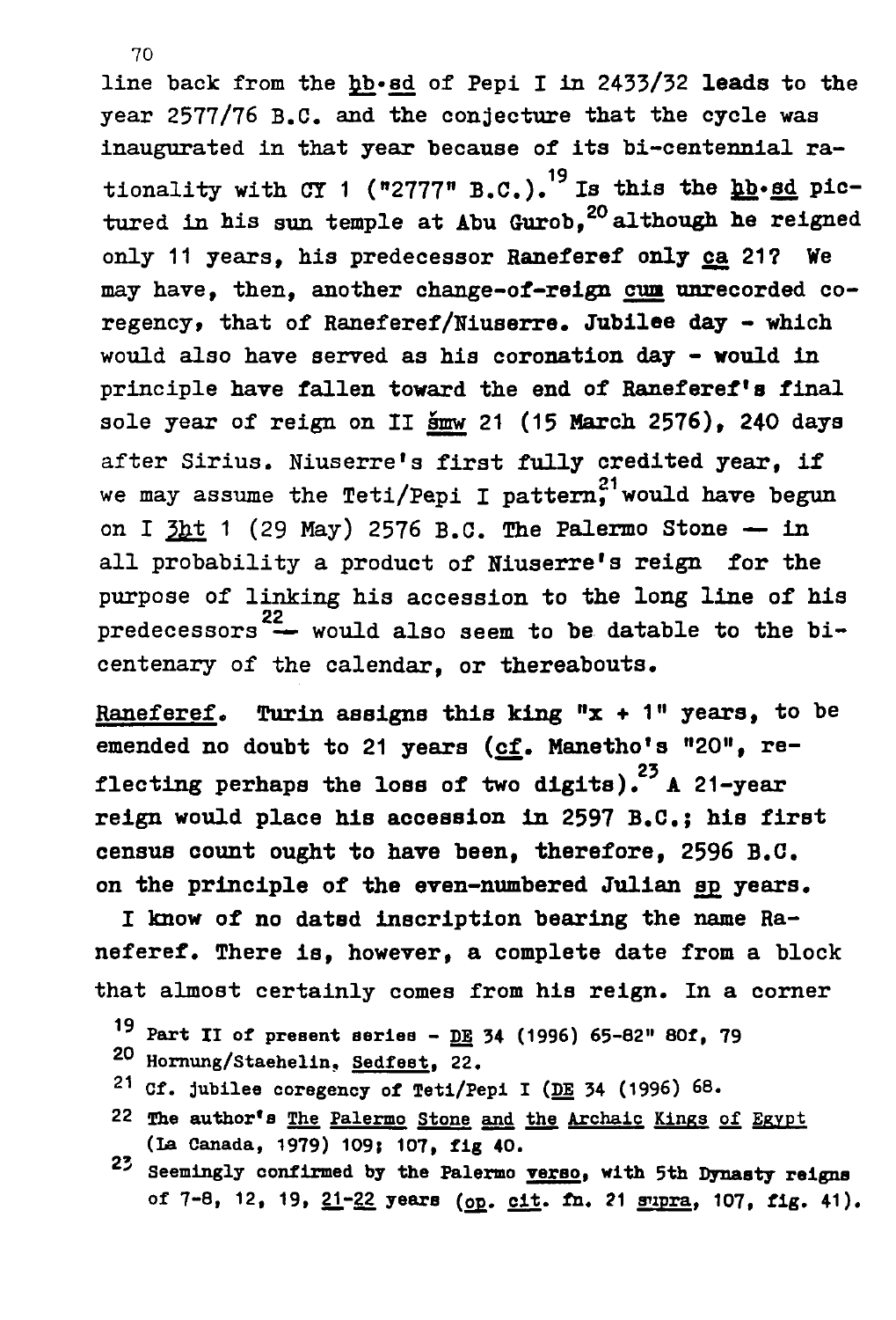line back from the ḥb·sd of Pepi I in 2433/32 leads to the year 2577/76 B.C. and the conjecture that the cycle was inaugurated in that year because of its bi-centennial rationality with CY 1 ("2777" B.C.).[19] Is this the ḥb·sd pictured in his sun temple at Abu Gurob,[20] although he reigned only 11 years, his predecessor Raneferef only ca 21? We may have, then, another change-of-reign cum unrecorded coregency, that of Raneferef/Niuserre. Jubilee day - which would also have served as his coronation day - would in principle have fallen toward the end of Raneferef's final sole year of reign on II šmw 21 (15 March 2576), 240 days after Sirius. Niuserre's first fully credited year, if we may assume the Teti/Pepi I pattern,[21] would have begun on I 3ḫt 1 (29 May) 2576 B.C. The Palermo Stone — in all probability a product of Niuserre's reign for the purpose of linking his accession to the long line of his predecessors[22] — would also seem to be datable to the bicentenary of the calendar, or thereabouts.

Raneferef. Turin assigns this king "x + 1" years, to be emended no doubt to 21 years (cf. Manetho's "20", reflecting perhaps the loss of two digits).[23] A 21-year reign would place his accession in 2597 B.C.; his first census count ought to have been, therefore, 2596 B.C. on the principle of the even-numbered Julian sp years.

I know of no dated inscription bearing the name Raneferef. There is, however, a complete date from a block that almost certainly comes from his reign. In a corner

---

19 Part II of present series - DE 34 (1996) 65-82" 80f, 79

20 Hornung/Staehelin, Sedfest, 22.

21 Cf. jubilee coregency of Teti/Pepi I (DE 34 (1996) 68.

22 The author's The Palermo Stone and the Archaic Kings of Egypt (La Canada, 1979) 109; 107, fig 40.

23 Seemingly confirmed by the Palermo verso, with 5th Dynasty reigns of 7-8, 12, 19, 21-22 years (op. cit. fn. 21 supra, 107, fig. 41).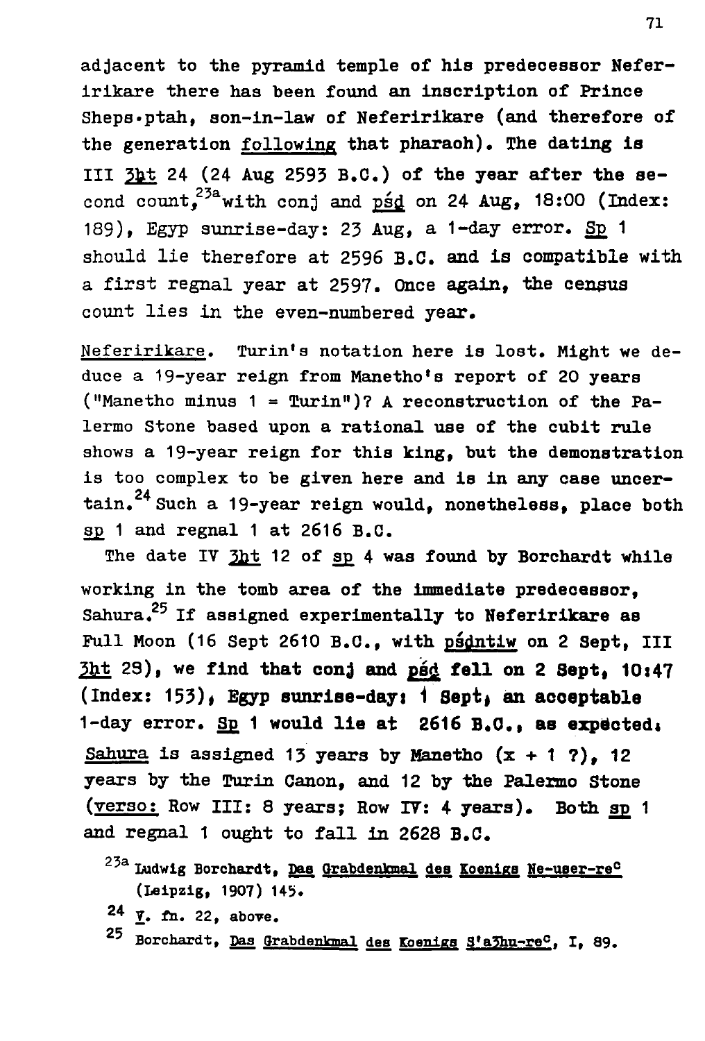adjacent to the pyramid temple of his predecessor Neferirikare there has been found an inscription of Prince Sheps·ptah, son-in-law of Neferirikare (and therefore of the generation <u>following</u> that pharaoh). The dating is III <u>ꜣḫt</u> 24 (24 Aug 2593 B.C.) of the year after the second count,[23a] with conj and <u>pśd</u> on 24 Aug, 18:00 (Index: 189), Egyp sunrise-day: 23 Aug, a 1-day error. <u>Sp</u> 1 should lie therefore at 2596 B.C. and is compatible with a first regnal year at 2597. Once again, the census count lies in the even-numbered year.

<u>Neferirikare</u>. Turin's notation here is lost. Might we deduce a 19-year reign from Manetho's report of 20 years ("Manetho minus 1 = Turin")? A reconstruction of the Palermo Stone based upon a rational use of the cubit rule shows a 19-year reign for this king, but the demonstration is too complex to be given here and is in any case uncertain.[24] Such a 19-year reign would, nonetheless, place both <u>sp</u> 1 and regnal 1 at 2616 B.C.

The date IV <u>ꜣḫt</u> 12 of <u>sp</u> 4 was found by Borchardt while working in the tomb area of the immediate predecessor, Sahura.[25] If assigned experimentally to Neferirikare as Full Moon (16 Sept 2610 B.C., with <u>pśdntiw</u> on 2 Sept, III <u>ꜣḫt</u> 28), we find that conj and <u>pśd</u> fell on 2 Sept, 10:47 (Index: 153), Egyp sunrise-day: 1 Sept, an acceptable 1-day error. <u>Sp</u> 1 would lie at 2616 B.C., as expected.

<u>Sahura</u> is assigned 13 years by Manetho (x + 1 ?), 12 years by the Turin Canon, and 12 by the Palermo Stone (<u>verso:</u> Row III: 8 years; Row IV: 4 years). Both <u>sp</u> 1 and regnal 1 ought to fall in 2628 B.C.

[23a] Ludwig Borchardt, <u>Das Grabdenkmal des Koenigs Ne-user-re</u>ᶜ (Leipzig, 1907) 145.

[24] <u>V</u>. fn. 22, above.

[25] Borchardt, <u>Das Grabdenkmal des Koenigs S'aꜣhu-re</u>ᶜ, I, 89.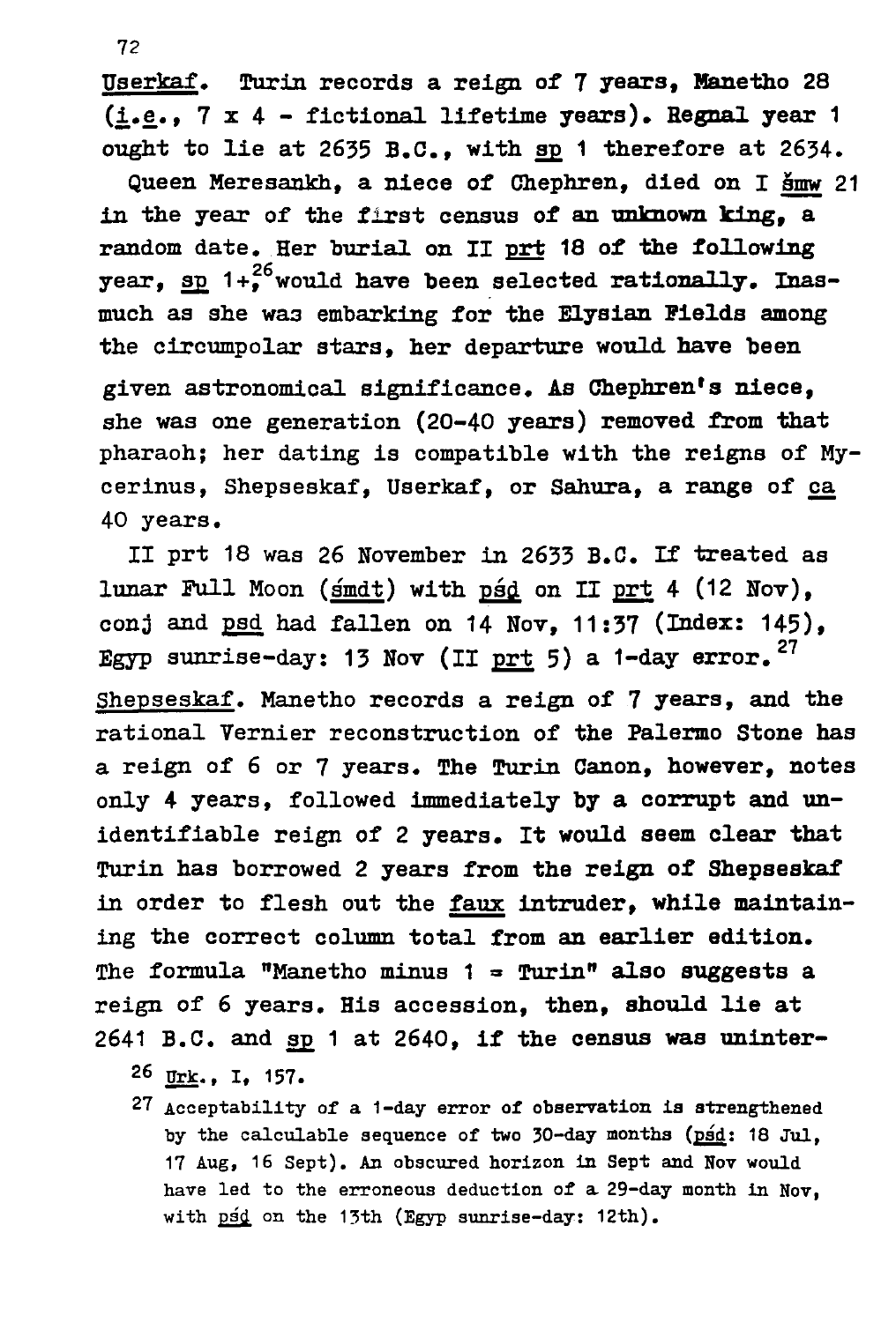<u>Userkaf</u>. Turin records a reign of 7 years, Manetho 28 (<u>i.e.</u>, 7 x 4 - fictional lifetime years). Regnal year 1 ought to lie at 2635 B.C., with <u>sp</u> 1 therefore at 2634.

Queen Meresankh, a niece of Chephren, died on I <u>šmw</u> 21 in the year of the first census of an unknown king, a random date. Her burial on II <u>prt</u> 18 of the following year, <u>sp</u> 1+,[26] would have been selected rationally. Inasmuch as she was embarking for the Elysian Fields among the circumpolar stars, her departure would have been given astronomical significance. As Chephren's niece, she was one generation (20-40 years) removed from that pharaoh; her dating is compatible with the reigns of Mycerinus, Shepseskaf, Userkaf, or Sahura, a range of <u>ca</u> 40 years.

II prt 18 was 26 November in 2633 B.C. If treated as lunar Full Moon (<u>šmdt</u>) with <u>psd</u> on II <u>prt</u> 4 (12 Nov), conj and <u>psd</u> had fallen on 14 Nov, 11:37 (Index: 145), Egyp sunrise-day: 13 Nov (II <u>prt</u> 5) a 1-day error.[27]

<u>Shepseskaf</u>. Manetho records a reign of 7 years, and the rational Vernier reconstruction of the Palermo Stone has a reign of 6 or 7 years. The Turin Canon, however, notes only 4 years, followed immediately by a corrupt and unidentifiable reign of 2 years. It would seem clear that Turin has borrowed 2 years from the reign of Shepseskaf in order to flesh out the <u>faux</u> intruder, while maintaining the correct column total from an earlier edition. The formula "Manetho minus 1 = Turin" also suggests a reign of 6 years. His accession, then, should lie at 2641 B.C. and <u>sp</u> 1 at 2640, if the census was uninter-

[26] <u>Urk</u>., I, 157.

[27] Acceptability of a 1-day error of observation is strengthened by the calculable sequence of two 30-day months (<u>psd</u>: 18 Jul, 17 Aug, 16 Sept). An obscured horizon in Sept and Nov would have led to the erroneous deduction of a 29-day month in Nov, with <u>psd</u> on the 13th (Egyp sunrise-day: 12th).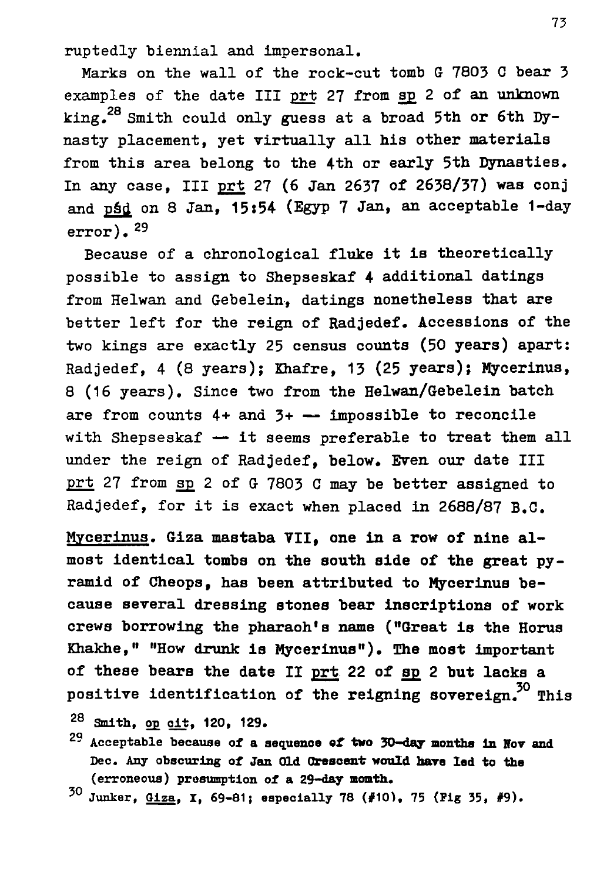ruptedly biennial and impersonal.

Marks on the wall of the rock-cut tomb G 7803 C bear 3 examples of the date III prt 27 from sp 2 of an unknown king.[28] Smith could only guess at a broad 5th or 6th Dynasty placement, yet virtually all his other materials from this area belong to the 4th or early 5th Dynasties. In any case, III prt 27 (6 Jan 2637 of 2638/37) was conj and pśd on 8 Jan, 15:54 (Egyp 7 Jan, an acceptable 1-day error).[29]

Because of a chronological fluke it is theoretically possible to assign to Shepseskaf 4 additional datings from Helwan and Gebelein, datings nonetheless that are better left for the reign of Radjedef. Accessions of the two kings are exactly 25 census counts (50 years) apart: Radjedef, 4 (8 years); Khafre, 13 (25 years); Mycerinus, 8 (16 years). Since two from the Helwan/Gebelein batch are from counts 4+ and 3+ — impossible to reconcile with Shepseskaf — it seems preferable to treat them all under the reign of Radjedef, below. Even our date III prt 27 from sp 2 of G 7803 C may be better assigned to Radjedef, for it is exact when placed in 2688/87 B.C.

Mycerinus. Giza mastaba VII, one in a row of nine almost identical tombs on the south side of the great pyramid of Cheops, has been attributed to Mycerinus because several dressing stones bear inscriptions of work crews borrowing the pharaoh's name ("Great is the Horus Khakhe," "How drunk is Mycerinus"). The most important of these bears the date II prt 22 of sp 2 but lacks a positive identification of the reigning sovereign.[30] This

[28] Smith, op cit, 120, 129.

[29] Acceptable because of a sequence of two 30-day months in Nov and Dec. Any obscuring of Jan Old Crescent would have led to the (erroneous) presumption of a 29-day momth.

[30] Junker, Giza, I, 69-81; especially 78 (#10), 75 (Fig 35, #9).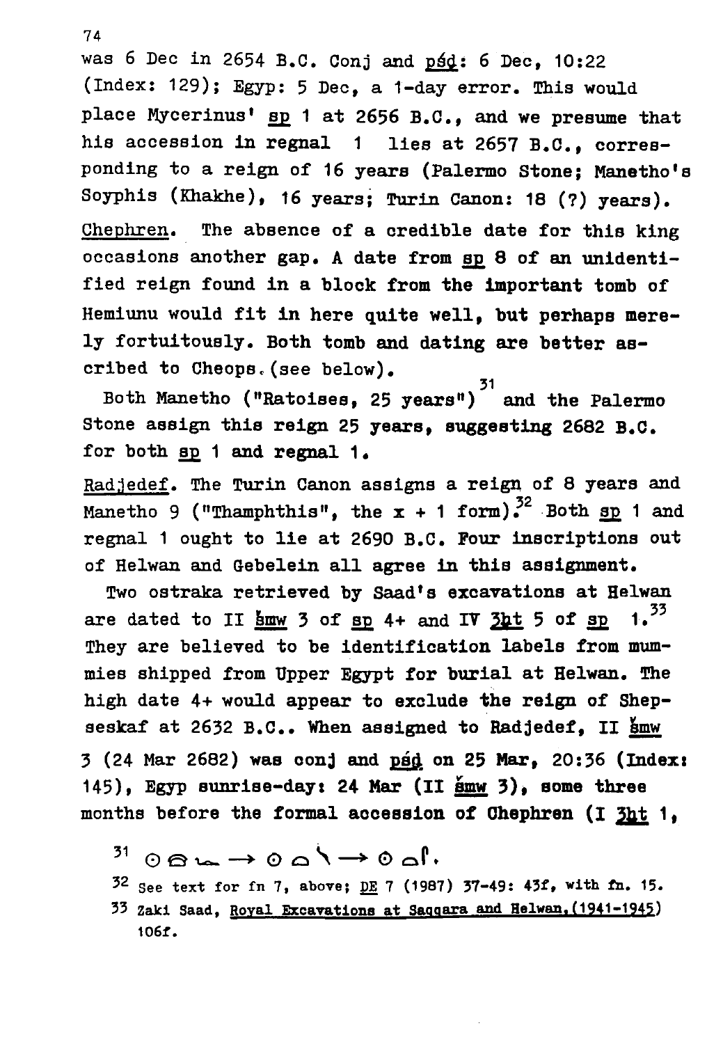was 6 Dec in 2654 B.C. Conj and _pśḏ_: 6 Dec, 10:22 (Index: 129); Egyp: 5 Dec, a 1-day error. This would place Mycerinus' _sp_ 1 at 2656 B.C., and we presume that his accession in regnal 1 lies at 2657 B.C., corresponding to a reign of 16 years (Palermo Stone; Manetho's Soyphis (Khakhe), 16 years; Turin Canon: 18 (?) years).

_Chephren._ The absence of a credible date for this king occasions another gap. A date from _sp_ 8 of an unidentified reign found in a block from the important tomb of Hemiunu would fit in here quite well, but perhaps merely fortuitously. Both tomb and dating are better ascribed to Cheops. (see below).

Both Manetho ("Ratoises, 25 years")[31] and the Palermo Stone assign this reign 25 years, suggesting 2682 B.C. for both _sp_ 1 and regnal 1.

_Radjedef._ The Turin Canon assigns a reign of 8 years and Manetho 9 ("Thamphthis", the x + 1 form).[32] Both _sp_ 1 and regnal 1 ought to lie at 2690 B.C. Four inscriptions out of Helwan and Gebelein all agree in this assignment.

Two ostraka retrieved by Saad's excavations at Helwan are dated to II _šmw_ 3 of _sp_ 4+ and IV _3ḫt_ 5 of _sp_ 1.[33] They are believed to be identification labels from mummies shipped from Upper Egypt for burial at Helwan. The high date 4+ would appear to exclude the reign of Shepseskaf at 2632 B.C.. When assigned to Radjedef, II _šmw_ 3 (24 Mar 2682) was conj and _pśḏ_ on 25 Mar, 20:36 (Index: 145), Egyp sunrise-day: 24 Mar (II _šmw_ 3), some three months before the formal accession of Chephren (I _3ḫt_ 1,

[31] [hieroglyphs] → [hieroglyphs] → [hieroglyphs].

[32] See text for fn 7, above; _DE_ 7 (1987) 37-49: 43f, with fn. 15.

[33] Zaki Saad, _Royal Excavations at Saqqara and Helwan (1941-1945)_ 106f.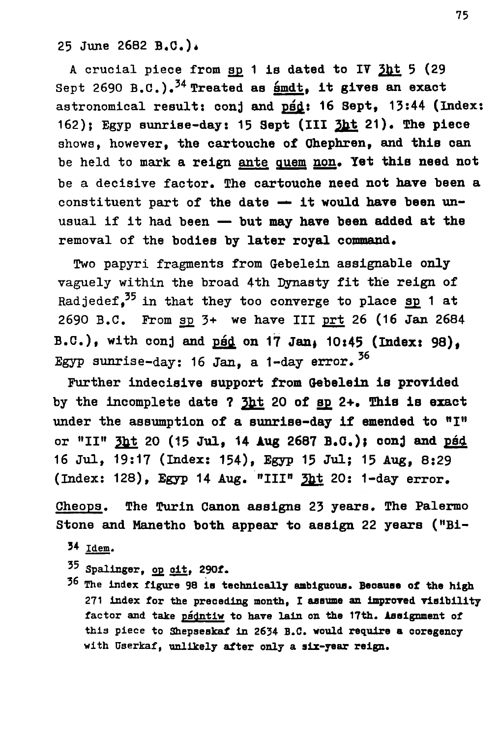25 June 2682 B.C.).

A crucial piece from sp 1 is dated to IV 3ḫt 5 (29 Sept 2690 B.C.).[34] Treated as śmdt, it gives an exact astronomical result: conj and pśḏ: 16 Sept, 13:44 (Index: 162); Egyp sunrise-day: 15 Sept (III 3ḫt 21). The piece shows, however, the cartouche of Chephren, and this can be held to mark a reign ante quem non. Yet this need not be a decisive factor. The cartouche need not have been a constituent part of the date — it would have been unusual if it had been — but may have been added at the removal of the bodies by later royal command.

Two papyri fragments from Gebelein assignable only vaguely within the broad 4th Dynasty fit the reign of Radjedef,[35] in that they too converge to place sp 1 at 2690 B.C. From sp 3+ we have III prt 26 (16 Jan 2684 B.C.), with conj and pśḏ on 17 Jan, 10:45 (Index: 98), Egyp sunrise-day: 16 Jan, a 1-day error.[36]

Further indecisive support from Gebelein is provided by the incomplete date ? 3ḫt 20 of sp 2+. This is exact under the assumption of a sunrise-day if emended to "I" or "II" 3ḫt 20 (15 Jul, 14 Aug 2687 B.C.); conj and pśḏ 16 Jul, 19:17 (Index: 154), Egyp 15 Jul; 15 Aug, 8:29 (Index: 128), Egyp 14 Aug. "III" 3ḫt 20: 1-day error.

Cheops. The Turin Canon assigns 23 years. The Palermo Stone and Manetho both appear to assign 22 years ("Bi-

[34] Idem.

[35] Spalinger, op cit, 290f.

[36] The index figure 98 is technically ambiguous. Because of the high 271 index for the preceding month, I assume an improved visibility factor and take pśḏntiw to have lain on the 17th. Assignment of this piece to Shepseskaf in 2634 B.C. would require a coregency with Userkaf, unlikely after only a six-year reign.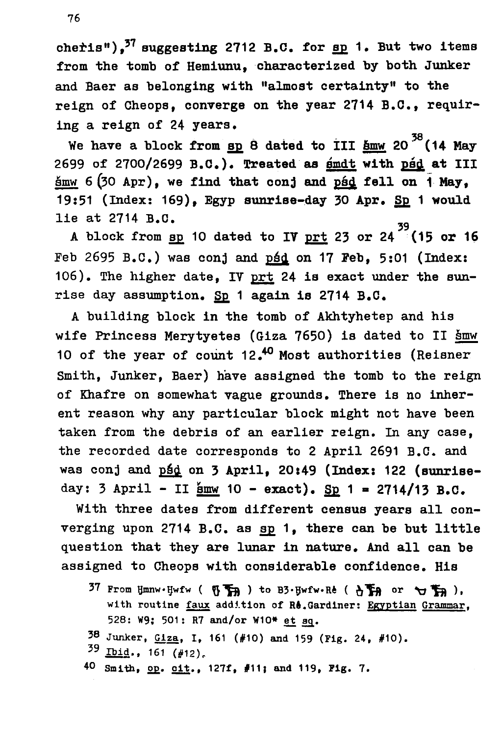cheris"),[37] suggesting 2712 B.C. for sp 1. But two items from the tomb of Hemiunu, characterized by both Junker and Baer as belonging with "almost certainty" to the reign of Cheops, converge on the year 2714 B.C., requiring a reign of 24 years.

We have a block from sp 8 dated to III šmw 20[38] (14 May 2699 of 2700/2699 B.C.). Treated as šmdt with pśd at III šmw 6 (30 Apr), we find that conj and pśd fell on 1 May, 19:51 (Index: 169), Egyp sunrise-day 30 Apr. Sp 1 would lie at 2714 B.C.

A block from sp 10 dated to IV prt 23 or 24[39] (15 or 16 Feb 2695 B.C.) was conj and pśd on 17 Feb, 5:01 (Index: 106). The higher date, IV prt 24 is exact under the sunrise day assumption. Sp 1 again is 2714 B.C.

A building block in the tomb of Akhtyhetep and his wife Princess Merytyetes (Giza 7650) is dated to II šmw 10 of the year of count 12.[40] Most authorities (Reisner Smith, Junker, Baer) have assigned the tomb to the reign of Khafre on somewhat vague grounds. There is no inherent reason why any particular block might not have been taken from the debris of an earlier reign. In any case, the recorded date corresponds to 2 April 2691 B.C. and was conj and pśd on 3 April, 20:49 (Index: 122 (sunrise-day: 3 April - II šmw 10 - exact). Sp 1 = 2714/13 B.C.

With three dates from different census years all converging upon 2714 B.C. as sp 1, there can be but little question that they are lunar in nature. And all can be assigned to Cheops with considerable confidence. His

[37] From Ḫmnw·Ḫwfw ( ) to B3·Ḫwfw·Rꜥ ( or ), with routine faux addition of Rꜥ.Gardiner: Egyptian Grammar, 528: W9; 501: R7 and/or W10* et sq.

[38] Junker, Giza, I, 161 (#10) and 159 (Fig. 24, #10).

[39] Ibid., 161 (#12).

[40] Smith, op. cit., 127f, #11; and 119, Fig. 7.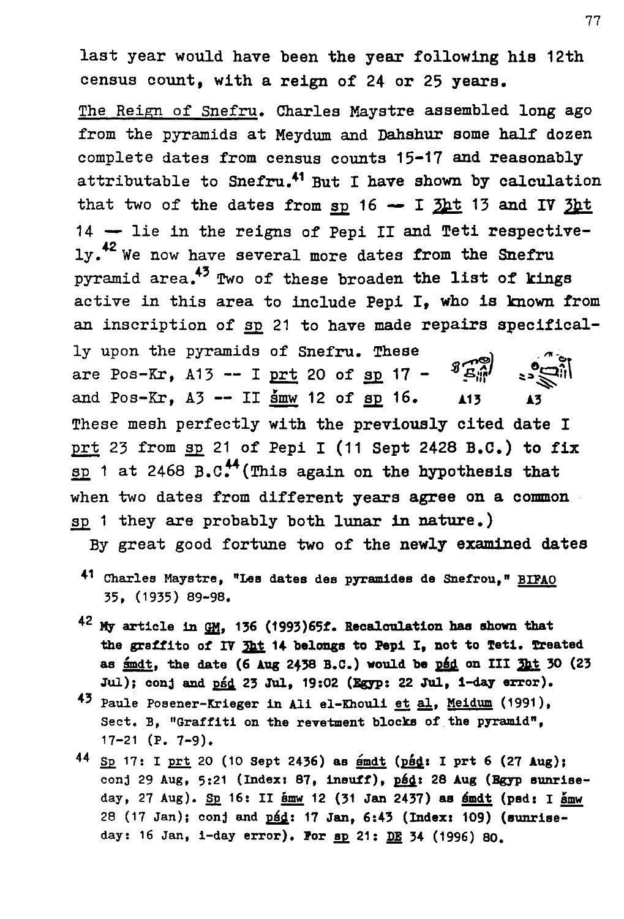last year would have been the year following his 12th census count, with a reign of 24 or 25 years.

The Reign of Snefru. Charles Maystre assembled long ago from the pyramids at Meydum and Dahshur some half dozen complete dates from census counts 15-17 and reasonably attributable to Snefru.[41] But I have shown by calculation that two of the dates from sp 16 — I 3ht 13 and IV 3ht 14 — lie in the reigns of Pepi II and Teti respectively.[42] We now have several more dates from the Snefru pyramid area.[43] Two of these broaden the list of kings active in this area to include Pepi I, who is known from an inscription of sp 21 to have made repairs specifically upon the pyramids of Snefru. These are Pos-Kr, A13 -- I prt 20 of sp 17 - and Pos-Kr, A3 -- II šmw 12 of sp 16. A13 A3

These mesh perfectly with the previously cited date I prt 23 from sp 21 of Pepi I (11 Sept 2428 B.C.) to fix sp 1 at 2468 B.C.[44] (This again on the hypothesis that when two dates from different years agree on a common sp 1 they are probably both lunar in nature.)

By great good fortune two of the newly examined dates

---

[41] Charles Maystre, "Les dates des pyramides de Snefrou," BIFAO 35, (1935) 89-98.

[42] My article in GM, 136 (1993)65f. Recalculation has shown that the graffito of IV 3ht 14 belongs to Pepi I, not to Teti. Treated as šmdt, the date (6 Aug 2438 B.C.) would be psd on III 3ht 30 (23 Jul); conj and psd 23 Jul, 19:02 (Egyp: 22 Jul, 1-day error).

[43] Paule Posener-Krieger in Ali el-Khouli et al, Meidum (1991), Sect. B, "Graffiti on the revetment blocks of the pyramid", 17-21 (P. 7-9).

[44] Sp 17: I prt 20 (10 Sept 2436) as šmdt (psd: I prt 6 (27 Aug); conj 29 Aug, 5:21 (Index: 87, insuff), psd: 28 Aug (Egyp sunrise-day, 27 Aug). Sp 16: II šmw 12 (31 Jan 2437) as šmdt (psd: I šmw 28 (17 Jan); conj and psd: 17 Jan, 6:43 (Index: 109) (sunrise-day: 16 Jan, 1-day error). For sp 21: DE 34 (1996) 80.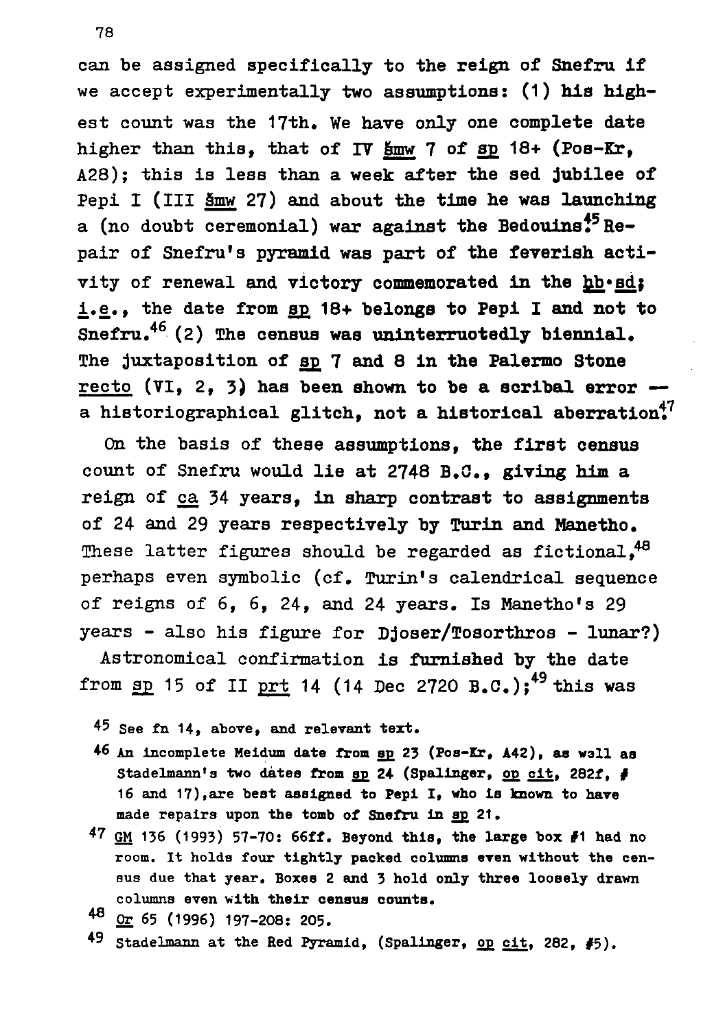can be assigned specifically to the reign of Snefru if we accept experimentally two assumptions: (1) his highest count was the 17th. We have only one complete date higher than this, that of IV _šmw_ 7 of _sp_ 18+ (Pos-Kr, A28); this is less than a week after the sed jubilee of Pepi I (III _šmw_ 27) and about the time he was launching a (no doubt ceremonial) war against the Bedouins.[45] Repair of Snefru's pyramid was part of the feverish activity of renewal and victory commemorated in the _ḥb·sd_; _i.e._, the date from _sp_ 18+ belongs to Pepi I and not to Snefru.[46] (2) The census was uninterruotedly biennial. The juxtaposition of _sp_ 7 and 8 in the Palermo Stone _recto_ (VI, 2, 3) has been shown to be a scribal error — a historiographical glitch, not a historical aberration.[47]

On the basis of these assumptions, the first census count of Snefru would lie at 2748 B.C., giving him a reign of _ca_ 34 years, in sharp contrast to assignments of 24 and 29 years respectively by Turin and Manetho. These latter figures should be regarded as fictional,[48] perhaps even symbolic (cf. Turin's calendrical sequence of reigns of 6, 6, 24, and 24 years. Is Manetho's 29 years - also his figure for Djoser/Tosorthros - lunar?)

Astronomical confirmation is furnished by the date from _sp_ 15 of II _prt_ 14 (14 Dec 2720 B.C.);[49] this was

[45] See fn 14, above, and relevant text.

[46] An incomplete Meidum date from _sp_ 23 (Pos-Kr, A42), as well as Stadelmann's two dates from _sp_ 24 (Spalinger, _op cit_, 282f, # 16 and 17), are best assigned to Pepi I, who is known to have made repairs upon the tomb of Snefru in _sp_ 21.

[47] _GM_ 136 (1993) 57-70: 66ff. Beyond this, the large box #1 had no room. It holds four tightly packed columns even without the census due that year. Boxes 2 and 3 hold only three loosely drawn columns even with their census counts.

[48] _Or_ 65 (1996) 197-208: 205.

[49] Stadelmann at the Red Pyramid, (Spalinger, _op cit_, 282, #5).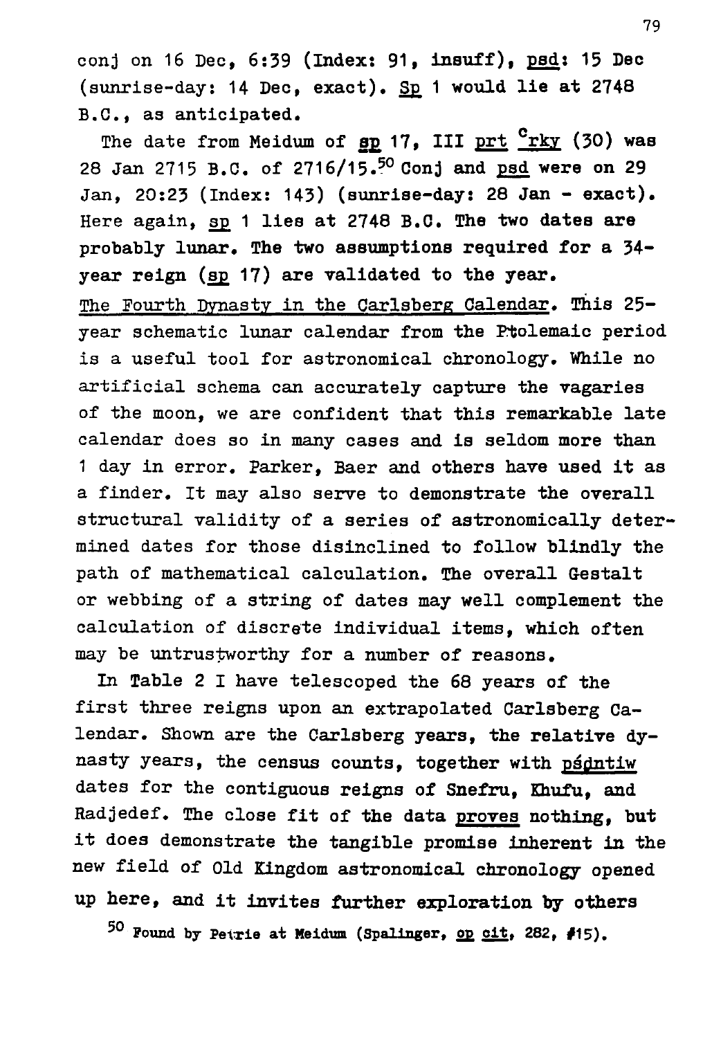conj on 16 Dec, 6:39 (Index: 91, insuff), psd: 15 Dec (sunrise-day: 14 Dec, exact). Sp 1 would lie at 2748 B.C., as anticipated.

The date from Meidum of sp 17, III prt ᶜrky (30) was 28 Jan 2715 B.C. of 2716/15.[50] Conj and psd were on 29 Jan, 20:23 (Index: 143) (sunrise-day: 28 Jan - exact). Here again, sp 1 lies at 2748 B.C. The two dates are probably lunar. The two assumptions required for a 34-year reign (sp 17) are validated to the year.

The Fourth Dynasty in the Carlsberg Calendar. This 25-year schematic lunar calendar from the Ptolemaic period is a useful tool for astronomical chronology. While no artificial schema can accurately capture the vagaries of the moon, we are confident that this remarkable late calendar does so in many cases and is seldom more than 1 day in error. Parker, Baer and others have used it as a finder. It may also serve to demonstrate the overall structural validity of a series of astronomically determined dates for those disinclined to follow blindly the path of mathematical calculation. The overall Gestalt or webbing of a string of dates may well complement the calculation of discrete individual items, which often may be untrustworthy for a number of reasons.

In Table 2 I have telescoped the 68 years of the first three reigns upon an extrapolated Carlsberg Calendar. Shown are the Carlsberg years, the relative dynasty years, the census counts, together with pśḏntiw dates for the contiguous reigns of Snefru, Khufu, and Radjedef. The close fit of the data proves nothing, but it does demonstrate the tangible promise inherent in the new field of Old Kingdom astronomical chronology opened up here, and it invites further exploration by others

[50] Found by Petrie at Meidum (Spalinger, op cit, 282, #15).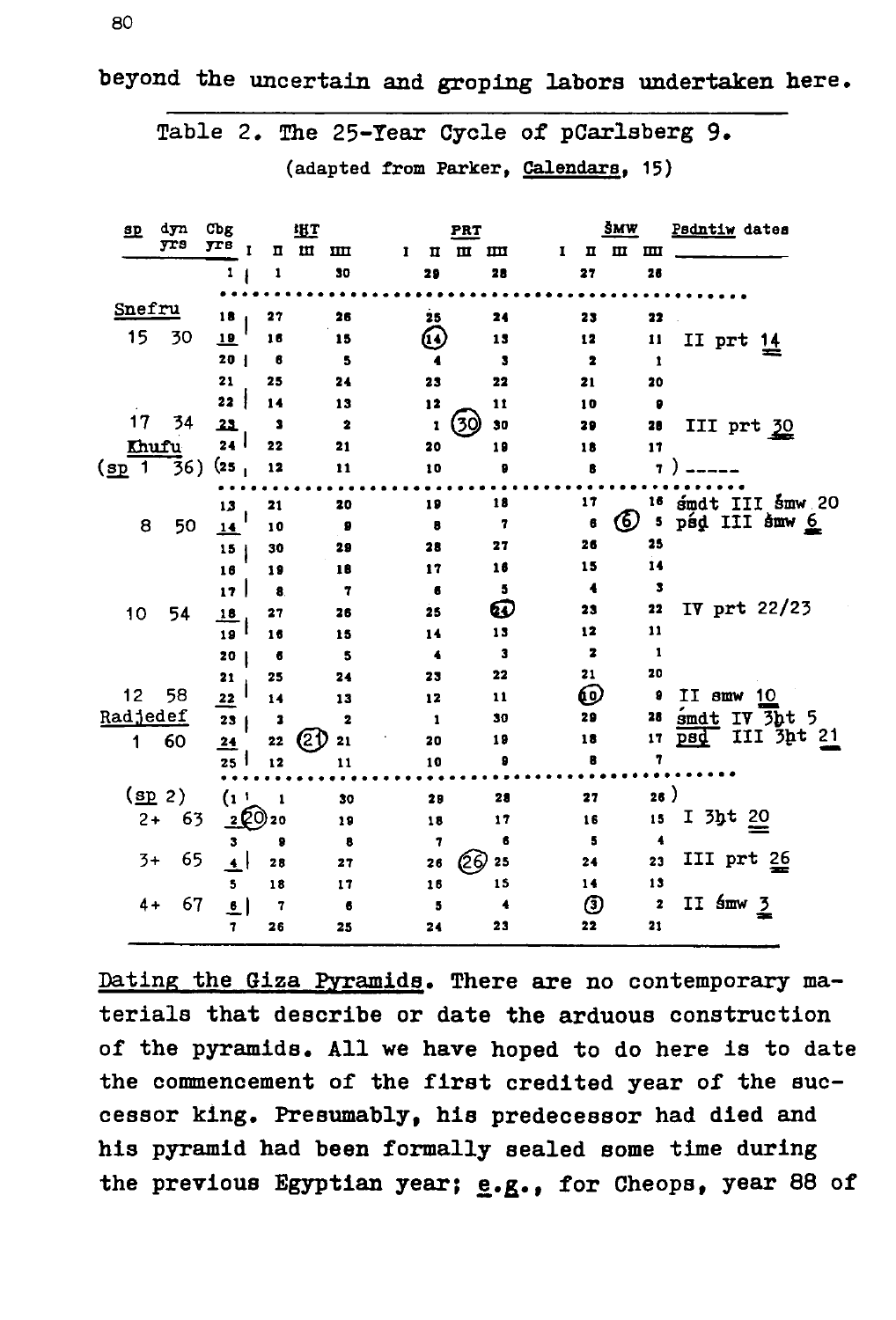beyond the uncertain and groping labors undertaken here.

Table 2. The 25-Year Cycle of pCarlsberg 9.
(adapted from Parker, Calendars, 15)

| sp | dyn yrs | Cbg yrs | ꜣḪT I | II | III | IIII | PRT I | II | III | IIII | ŠMW I | II | III | IIII | Psdntiw dates |
|---|---|---|---|---|---|---|---|---|---|---|---|---|---|---|---|
| | | 1 | | 1 | | 30 | | 29 | | 28 | | 27 | | 26 | |
| Snefru | | 18 | | 27 | | 26 | | 25 | | 24 | | 23 | | 22 | |
| 15 | 30 | 19 | | 16 | | 15 | | (14) | | 13 | | 12 | | 11 | II prt 14 |
| | | 20 | | 6 | | 5 | | 4 | | 3 | | 2 | | 1 | |
| | | 21 | | 25 | | 24 | | 23 | | 22 | | 21 | | 20 | |
| | | 22 | | 14 | | 13 | | 12 | | 11 | | 10 | | 9 | |
| 17 | 34 | 23 | | 3 | | 2 | | 1 | (30) | 30 | | 29 | | 28 | III prt 30 |
| Khufu | | 24 | | 22 | | 21 | | 20 | | 19 | | 18 | | 17 | |
| (sp 1 | 36) | (25 | | 12 | | 11 | | 10 | | 9 | | 8 | | 7 ) | ----- |
| | | 13 | | 21 | | 20 | | 19 | | 18 | | 17 | | 16 | šmdt III šmw 20 |
| 8 | 50 | 14 | | 10 | | 9 | | 8 | | 7 | | 6 | (6) | 5 | psḏ III šmw 6 |
| | | 15 | | 30 | | 29 | | 28 | | 27 | | 26 | | 25 | |
| | | 16 | | 19 | | 18 | | 17 | | 16 | | 15 | | 14 | |
| | | 17 | | 8 | | 7 | | 6 | | 5 | | 4 | | 3 | |
| 10 | 54 | 18 | | 27 | | 26 | | 25 | | (24) | | 23 | | 22 | IV prt 22/23 |
| | | 19 | | 16 | | 15 | | 14 | | 13 | | 12 | | 11 | |
| | | 20 | | 6 | | 5 | | 4 | | 3 | | 2 | | 1 | |
| 12 | 58 | 21 | | 25 | | 24 | | 23 | | 22 | | 21 | | 20 | |
| | | 22 | | 14 | | 13 | | 12 | | 11 | | (10) | | 9 | II smw 10 |
| Radjedef | | 23 | | 3 | | 2 | | 1 | | 30 | | 29 | | 28 | šmdt IV ꜣḫt 5 |
| 1 | 60 | 24 | | 22 | (21) | 21 | | 20 | | 19 | | 18 | | 17 | psḏ III ꜣḫt 21 |
| | | 25 | | 12 | | 11 | | 10 | | 9 | | 8 | | 7 | |
| (sp 2) | | (1 | | 1 | | 30 | | 29 | | 28 | | 27 | | 26 ) | |
| 2+ | 63 | 2 | (20) | 20 | | 19 | | 18 | | 17 | | 16 | | 15 | I ꜣḫt 20 |
| | | 3 | | 9 | | 8 | | 7 | | 6 | | 5 | | 4 | |
| 3+ | 65 | 4 | | 28 | | 27 | | 26 | (26) | 25 | | 24 | | 23 | III prt 26 |
| | | 5 | | 18 | | 17 | | 16 | | 15 | | 14 | | 13 | |
| 4+ | 67 | 6 | | 7 | | 6 | | 5 | | 4 | | (3) | | 2 | II šmw 3 |
| | | 7 | | 26 | | 25 | | 24 | | 23 | | 22 | | 21 | |

Dating the Giza Pyramids. There are no contemporary materials that describe or date the arduous construction of the pyramids. All we have hoped to do here is to date the commencement of the first credited year of the successor king. Presumably, his predecessor had died and his pyramid had been formally sealed some time during the previous Egyptian year; e.g., for Cheops, year 88 of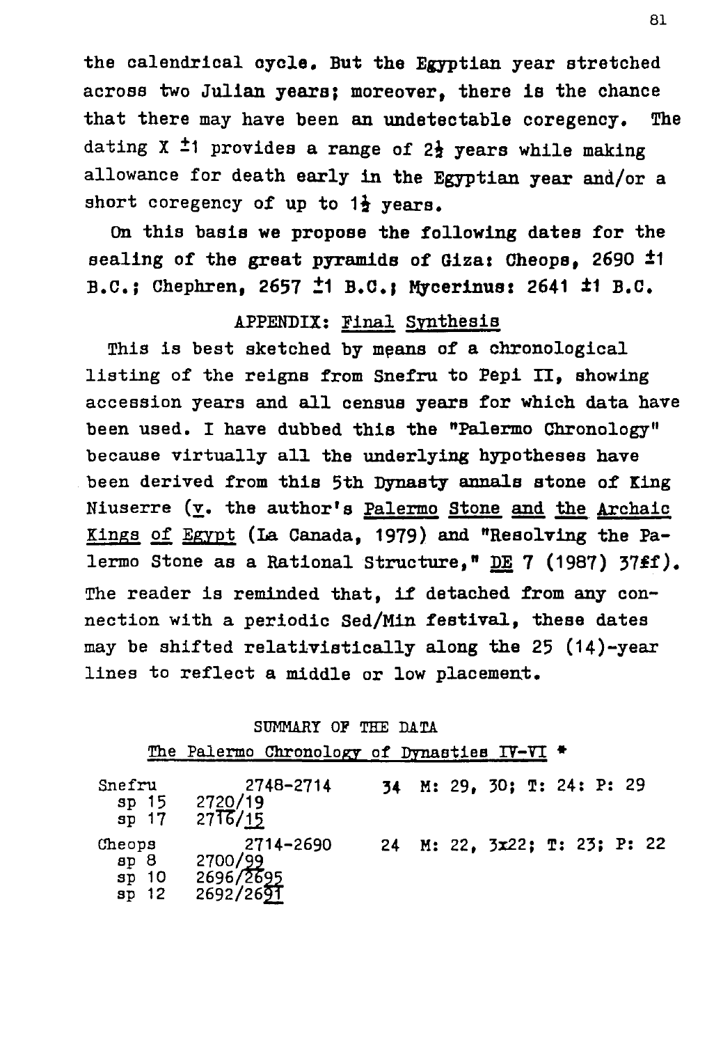the calendrical cycle. But the Egyptian year stretched across two Julian years; moreover, there is the chance that there may have been an undetectable coregency. The dating X ±1 provides a range of 2½ years while making allowance for death early in the Egyptian year and/or a short coregency of up to 1½ years.

On this basis we propose the following dates for the sealing of the great pyramids of Giza: Cheops, 2690 ±1 B.C.; Chephren, 2657 ±1 B.C.; Mycerinus: 2641 ±1 B.C.

## APPENDIX: Final Synthesis

This is best sketched by means of a chronological listing of the reigns from Snefru to Pepi II, showing accession years and all census years for which data have been used. I have dubbed this the "Palermo Chronology" because virtually all the underlying hypotheses have been derived from this 5th Dynasty annals stone of King Niuserre (v. the author's *Palermo Stone and the Archaic Kings of Egypt* (La Canada, 1979) and "Resolving the Palermo Stone as a Rational Structure," *DE* 7 (1987) 37ff). The reader is reminded that, if detached from any connection with a periodic Sed/Min festival, these dates may be shifted relativistically along the 25 (14)-year lines to reflect a middle or low placement.

### SUMMARY OF THE DATA

The Palermo Chronology of Dynasties IV-VI *

| | | | |
|---|---|---|---|
| Snefru | 2748-2714 | 34 | M: 29, 30; T: 24: P: 29 |
| sp 15 | 2720/19 | | |
| sp 17 | 2716/15 | | |
| Cheops | 2714-2690 | 24 | M: 22, 3x22; T: 23; P: 22 |
| sp 8 | 2700/99 | | |
| sp 10 | 2696/2695 | | |
| sp 12 | 2692/2691 | | |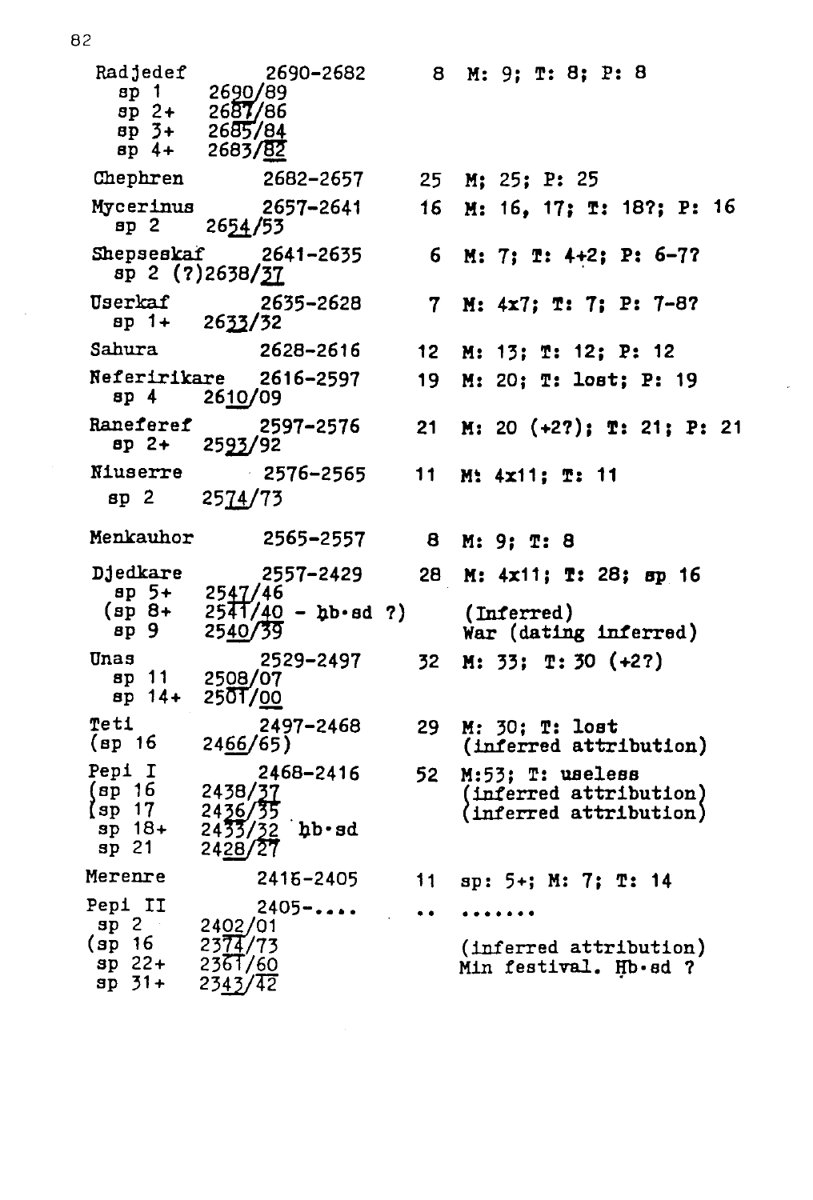| | | | |
|---|---|---|---|
| Radjedef | 2690-2682 | 8 | M: 9; T: 8; P: 8 |
| sp 1 | 2690/89 | | |
| sp 2+ | 2687/86 | | |
| sp 3+ | 2685/84 | | |
| sp 4+ | 2683/82 | | |
| Chephren | 2682-2657 | 25 | M; 25; P: 25 |
| Mycerinus | 2657-2641 | 16 | M: 16, 17; T: 18?; P: 16 |
| sp 2 | 2654/53 | | |
| Shepseskaf | 2641-2635 | 6 | M: 7; T: 4+2; P: 6-7? |
| sp 2 (?) | 2638/37 | | |
| Userkaf | 2635-2628 | 7 | M: 4x7; T: 7; P: 7-8? |
| sp 1+ | 2633/32 | | |
| Sahura | 2628-2616 | 12 | M: 13; T: 12; P: 12 |
| Neferirikare | 2616-2597 | 19 | M: 20; T: lost; P: 19 |
| sp 4 | 2610/09 | | |
| Raneferef | 2597-2576 | 21 | M: 20 (+2?); T: 21; P: 21 |
| sp 2+ | 2593/92 | | |
| Niuserre | 2576-2565 | 11 | M: 4x11; T: 11 |
| sp 2 | 2574/73 | | |
| Menkauhor | 2565-2557 | 8 | M: 9; T: 8 |
| Djedkare | 2557-2429 | 28 | M: 4x11; T: 28; sp 16 |
| sp 5+ | 2547/46 | | |
| (sp 8+ | 2541/40 - ḥb·sd ?) | | (Inferred) |
| sp 9 | 2540/39 | | War (dating inferred) |
| Unas | 2529-2497 | 32 | M: 33; T: 30 (+2?) |
| sp 11 | 2508/07 | | |
| sp 14+ | 2501/00 | | |
| Teti | 2497-2468 | 29 | M: 30; T: lost |
| (sp 16 | 2466/65) | | (inferred attribution) |
| Pepi I | 2468-2416 | 52 | M:53; T: useless |
| (sp 16 | 2438/37 | | (inferred attribution) |
| (sp 17 | 2436/35 | | (inferred attribution) |
| sp 18+ | 2433/32 ḥb·sd | | |
| sp 21 | 2428/27 | | |
| Merenre | 2416-2405 | 11 | sp: 5+; M: 7; T: 14 |
| Pepi II | 2405-.... | .. | ....... |
| sp 2 | 2402/01 | | |
| (sp 16 | 2374/73 | | (inferred attribution) |
| sp 22+ | 2361/60 | | Min festival. Ḥb·sd ? |
| sp 31+ | 2343/42 | | |